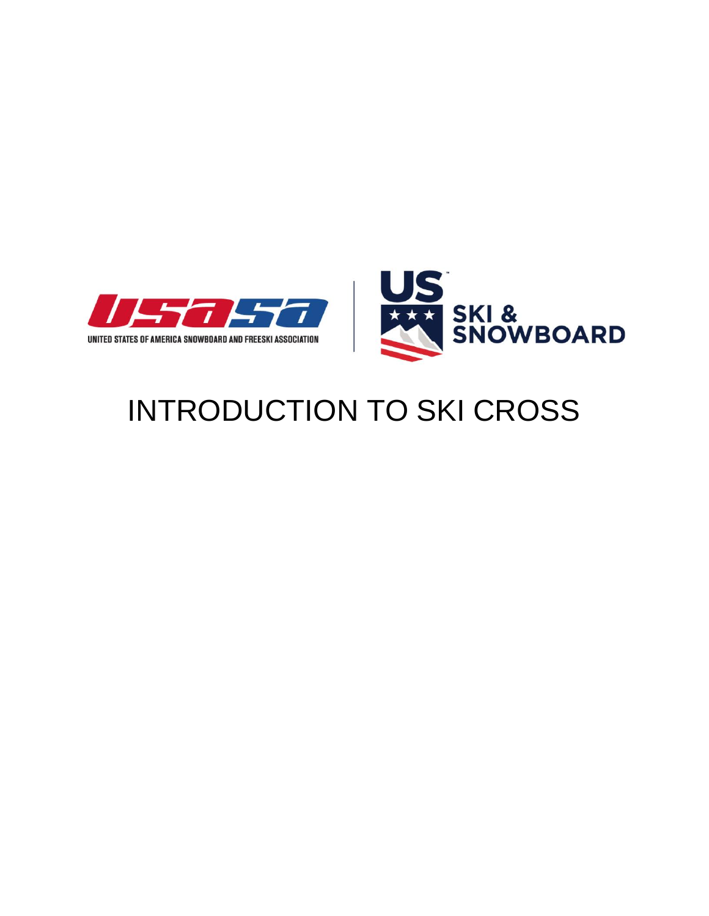USASA

UNITED STATES OF AMERICA SNOWBOARD AND FREESKI ASSOCIATION

US SKI & SNOWBOARD

# INTRODUCTION TO SKI CROSS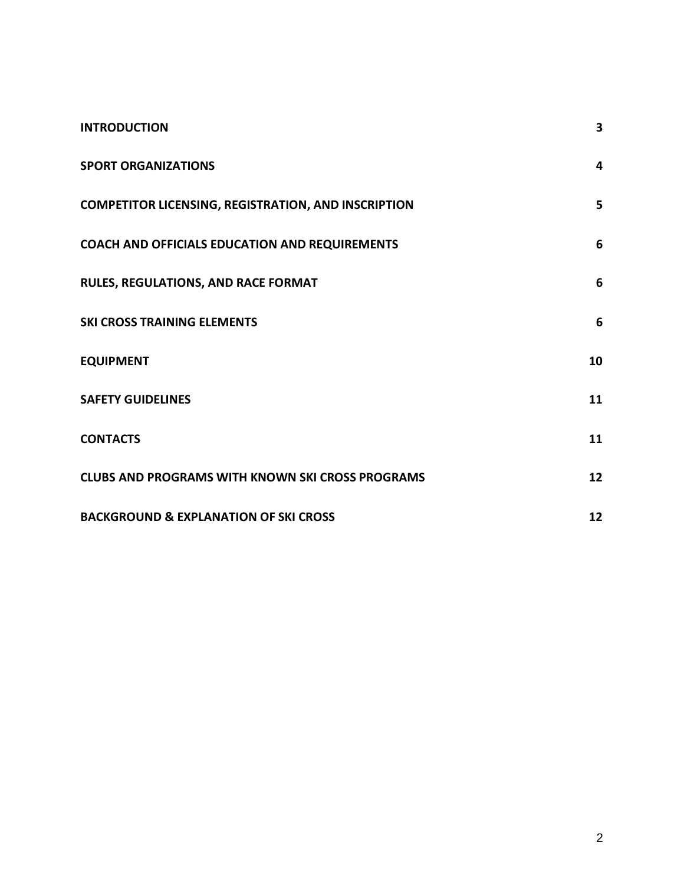| | |
|---|---|
| **INTRODUCTION** | **3** |
| **SPORT ORGANIZATIONS** | **4** |
| **COMPETITOR LICENSING, REGISTRATION, AND INSCRIPTION** | **5** |
| **COACH AND OFFICIALS EDUCATION AND REQUIREMENTS** | **6** |
| **RULES, REGULATIONS, AND RACE FORMAT** | **6** |
| **SKI CROSS TRAINING ELEMENTS** | **6** |
| **EQUIPMENT** | **10** |
| **SAFETY GUIDELINES** | **11** |
| **CONTACTS** | **11** |
| **CLUBS AND PROGRAMS WITH KNOWN SKI CROSS PROGRAMS** | **12** |
| **BACKGROUND & EXPLANATION OF SKI CROSS** | **12** |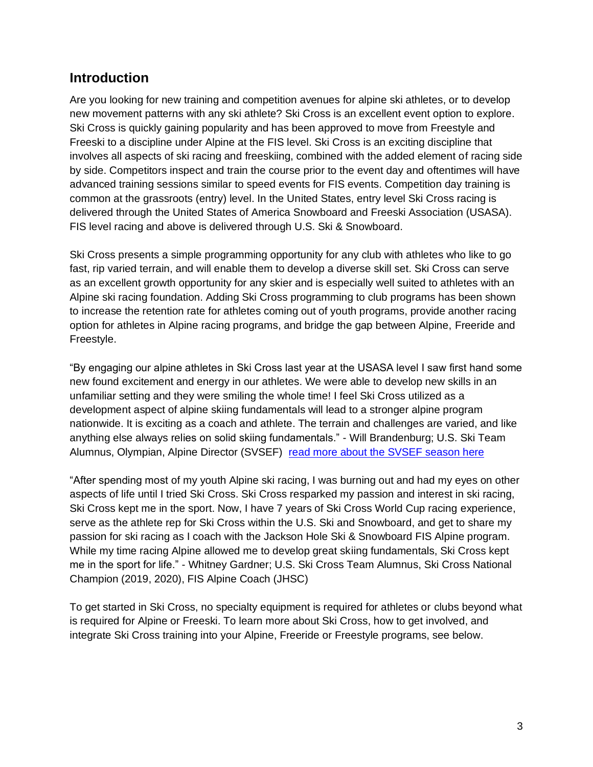## Introduction

Are you looking for new training and competition avenues for alpine ski athletes, or to develop new movement patterns with any ski athlete? Ski Cross is an excellent event option to explore. Ski Cross is quickly gaining popularity and has been approved to move from Freestyle and Freeski to a discipline under Alpine at the FIS level. Ski Cross is an exciting discipline that involves all aspects of ski racing and freeskiing, combined with the added element of racing side by side. Competitors inspect and train the course prior to the event day and oftentimes will have advanced training sessions similar to speed events for FIS events. Competition day training is common at the grassroots (entry) level. In the United States, entry level Ski Cross racing is delivered through the United States of America Snowboard and Freeski Association (USASA). FIS level racing and above is delivered through U.S. Ski & Snowboard.

Ski Cross presents a simple programming opportunity for any club with athletes who like to go fast, rip varied terrain, and will enable them to develop a diverse skill set. Ski Cross can serve as an excellent growth opportunity for any skier and is especially well suited to athletes with an Alpine ski racing foundation. Adding Ski Cross programming to club programs has been shown to increase the retention rate for athletes coming out of youth programs, provide another racing option for athletes in Alpine racing programs, and bridge the gap between Alpine, Freeride and Freestyle.

"By engaging our alpine athletes in Ski Cross last year at the USASA level I saw first hand some new found excitement and energy in our athletes. We were able to develop new skills in an unfamiliar setting and they were smiling the whole time! I feel Ski Cross utilized as a development aspect of alpine skiing fundamentals will lead to a stronger alpine program nationwide. It is exciting as a coach and athlete. The terrain and challenges are varied, and like anything else always relies on solid skiing fundamentals." - Will Brandenburg; U.S. Ski Team Alumnus, Olympian, Alpine Director (SVSEF) [read more about the SVSEF season here]

"After spending most of my youth Alpine ski racing, I was burning out and had my eyes on other aspects of life until I tried Ski Cross. Ski Cross resparked my passion and interest in ski racing, Ski Cross kept me in the sport. Now, I have 7 years of Ski Cross World Cup racing experience, serve as the athlete rep for Ski Cross within the U.S. Ski and Snowboard, and get to share my passion for ski racing as I coach with the Jackson Hole Ski & Snowboard FIS Alpine program. While my time racing Alpine allowed me to develop great skiing fundamentals, Ski Cross kept me in the sport for life." - Whitney Gardner; U.S. Ski Cross Team Alumnus, Ski Cross National Champion (2019, 2020), FIS Alpine Coach (JHSC)

To get started in Ski Cross, no specialty equipment is required for athletes or clubs beyond what is required for Alpine or Freeski. To learn more about Ski Cross, how to get involved, and integrate Ski Cross training into your Alpine, Freeride or Freestyle programs, see below.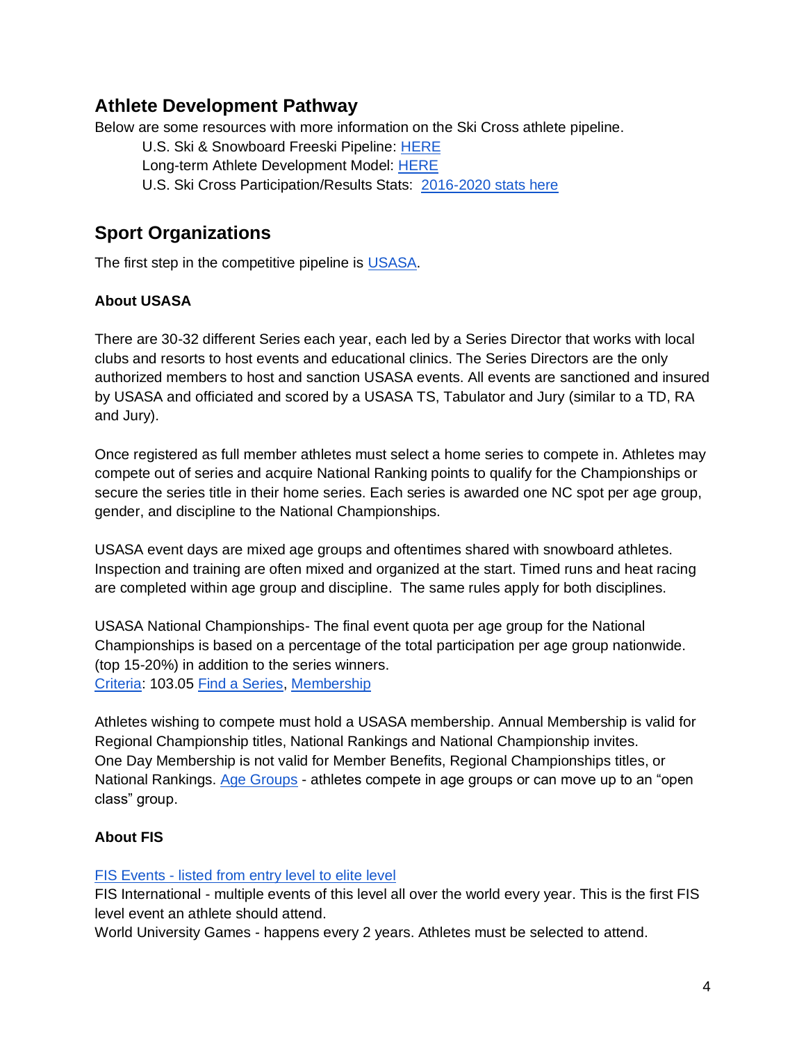## Athlete Development Pathway

Below are some resources with more information on the Ski Cross athlete pipeline.

U.S. Ski & Snowboard Freeski Pipeline: HERE
Long-term Athlete Development Model: HERE
U.S. Ski Cross Participation/Results Stats: 2016-2020 stats here

## Sport Organizations

The first step in the competitive pipeline is USASA.

### About USASA

There are 30-32 different Series each year, each led by a Series Director that works with local clubs and resorts to host events and educational clinics. The Series Directors are the only authorized members to host and sanction USASA events. All events are sanctioned and insured by USASA and officiated and scored by a USASA TS, Tabulator and Jury (similar to a TD, RA and Jury).

Once registered as full member athletes must select a home series to compete in. Athletes may compete out of series and acquire National Ranking points to qualify for the Championships or secure the series title in their home series. Each series is awarded one NC spot per age group, gender, and discipline to the National Championships.

USASA event days are mixed age groups and oftentimes shared with snowboard athletes. Inspection and training are often mixed and organized at the start. Timed runs and heat racing are completed within age group and discipline. The same rules apply for both disciplines.

USASA National Championships- The final event quota per age group for the National Championships is based on a percentage of the total participation per age group nationwide. (top 15-20%) in addition to the series winners.
Criteria: 103.05 Find a Series, Membership

Athletes wishing to compete must hold a USASA membership. Annual Membership is valid for Regional Championship titles, National Rankings and National Championship invites. One Day Membership is not valid for Member Benefits, Regional Championships titles, or National Rankings. Age Groups - athletes compete in age groups or can move up to an "open class" group.

### About FIS

FIS Events - listed from entry level to elite level
FIS International - multiple events of this level all over the world every year. This is the first FIS level event an athlete should attend.
World University Games - happens every 2 years. Athletes must be selected to attend.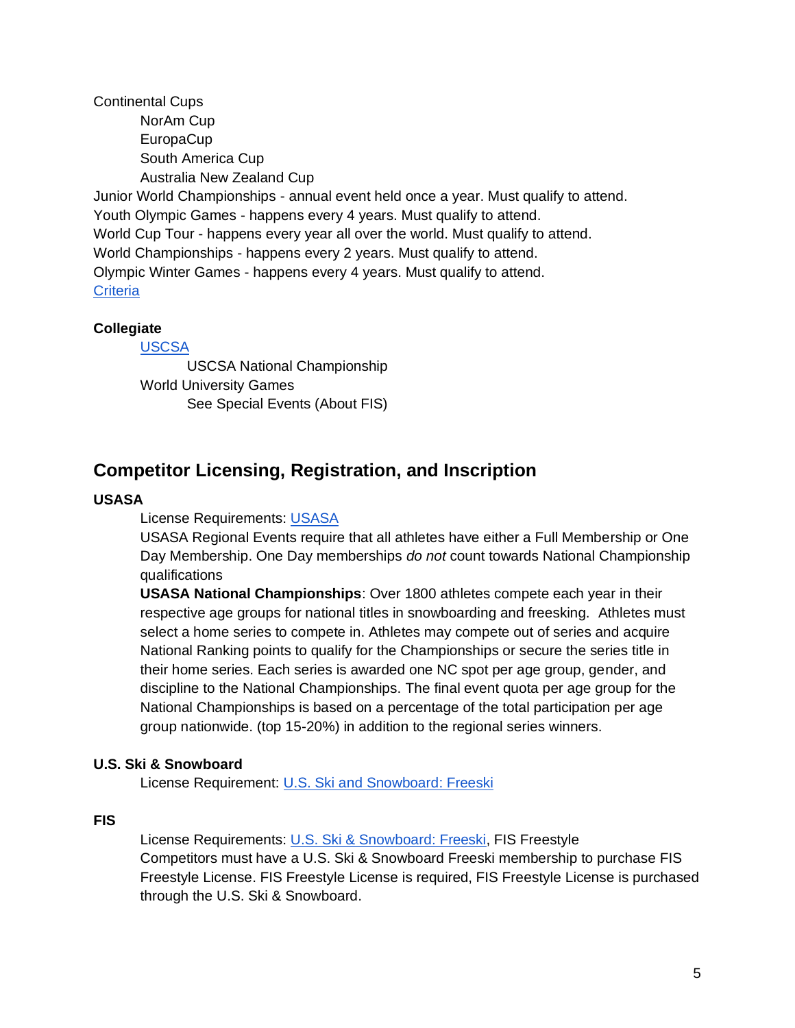Continental Cups

- NorAm Cup
- EuropaCup
- South America Cup
- Australia New Zealand Cup

Junior World Championships - annual event held once a year. Must qualify to attend.
Youth Olympic Games - happens every 4 years. Must qualify to attend.
World Cup Tour - happens every year all over the world. Must qualify to attend.
World Championships - happens every 2 years. Must qualify to attend.
Olympic Winter Games - happens every 4 years. Must qualify to attend.
[Criteria]

**Collegiate**

- [USCSA]
  - USCSA National Championship
- World University Games
  - See Special Events (About FIS)

## Competitor Licensing, Registration, and Inscription

**USASA**

License Requirements: [USASA]
USASA Regional Events require that all athletes have either a Full Membership or One Day Membership. One Day memberships *do not* count towards National Championship qualifications
**USASA National Championships**: Over 1800 athletes compete each year in their respective age groups for national titles in snowboarding and freesking. Athletes must select a home series to compete in. Athletes may compete out of series and acquire National Ranking points to qualify for the Championships or secure the series title in their home series. Each series is awarded one NC spot per age group, gender, and discipline to the National Championships. The final event quota per age group for the National Championships is based on a percentage of the total participation per age group nationwide. (top 15-20%) in addition to the regional series winners.

**U.S. Ski & Snowboard**

License Requirement: [U.S. Ski and Snowboard: Freeski]

**FIS**

License Requirements: [U.S. Ski & Snowboard: Freeski], FIS Freestyle
Competitors must have a U.S. Ski & Snowboard Freeski membership to purchase FIS Freestyle License. FIS Freestyle License is required, FIS Freestyle License is purchased through the U.S. Ski & Snowboard.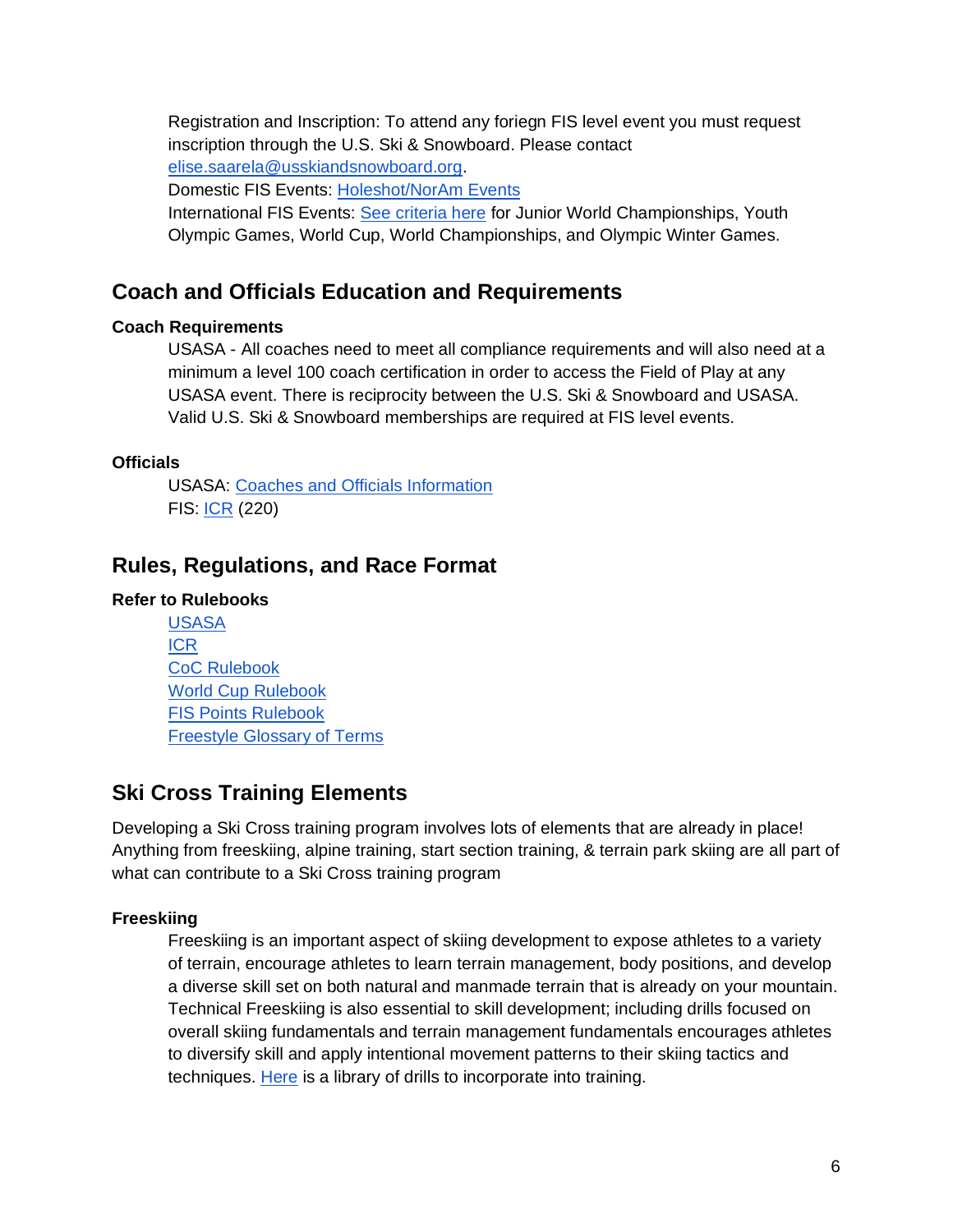Registration and Inscription: To attend any foriegn FIS level event you must request inscription through the U.S. Ski & Snowboard. Please contact elise.saarela@usskiandsnowboard.org.

Domestic FIS Events: Holeshot/NorAm Events

International FIS Events: See criteria here for Junior World Championships, Youth Olympic Games, World Cup, World Championships, and Olympic Winter Games.

## Coach and Officials Education and Requirements

### Coach Requirements

USASA - All coaches need to meet all compliance requirements and will also need at a minimum a level 100 coach certification in order to access the Field of Play at any USASA event. There is reciprocity between the U.S. Ski & Snowboard and USASA. Valid U.S. Ski & Snowboard memberships are required at FIS level events.

### Officials

USASA: Coaches and Officials Information

FIS: ICR (220)

## Rules, Regulations, and Race Format

### Refer to Rulebooks

USASA
ICR
CoC Rulebook
World Cup Rulebook
FIS Points Rulebook
Freestyle Glossary of Terms

## Ski Cross Training Elements

Developing a Ski Cross training program involves lots of elements that are already in place! Anything from freeskiing, alpine training, start section training, & terrain park skiing are all part of what can contribute to a Ski Cross training program

### Freeskiing

Freeskiing is an important aspect of skiing development to expose athletes to a variety of terrain, encourage athletes to learn terrain management, body positions, and develop a diverse skill set on both natural and manmade terrain that is already on your mountain. Technical Freeskiing is also essential to skill development; including drills focused on overall skiing fundamentals and terrain management fundamentals encourages athletes to diversify skill and apply intentional movement patterns to their skiing tactics and techniques. Here is a library of drills to incorporate into training.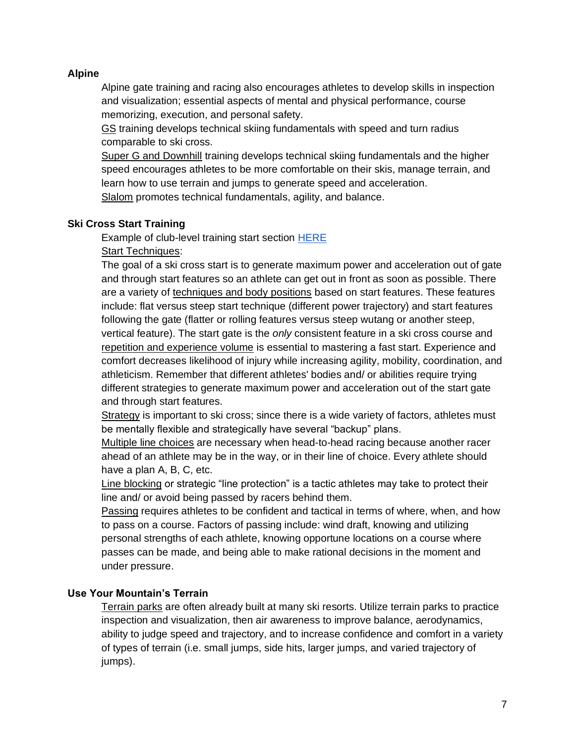### Alpine

Alpine gate training and racing also encourages athletes to develop skills in inspection and visualization; essential aspects of mental and physical performance, course memorizing, execution, and personal safety.

GS training develops technical skiing fundamentals with speed and turn radius comparable to ski cross.

Super G and Downhill training develops technical skiing fundamentals and the higher speed encourages athletes to be more comfortable on their skis, manage terrain, and learn how to use terrain and jumps to generate speed and acceleration.

Slalom promotes technical fundamentals, agility, and balance.

### Ski Cross Start Training

Example of club-level training start section [HERE]

Start Techniques:

The goal of a ski cross start is to generate maximum power and acceleration out of gate and through start features so an athlete can get out in front as soon as possible. There are a variety of techniques and body positions based on start features. These features include: flat versus steep start technique (different power trajectory) and start features following the gate (flatter or rolling features versus steep wutang or another steep, vertical feature). The start gate is the *only* consistent feature in a ski cross course and repetition and experience volume is essential to mastering a fast start. Experience and comfort decreases likelihood of injury while increasing agility, mobility, coordination, and athleticism. Remember that different athletes' bodies and/ or abilities require trying different strategies to generate maximum power and acceleration out of the start gate and through start features.

Strategy is important to ski cross; since there is a wide variety of factors, athletes must be mentally flexible and strategically have several "backup" plans.

Multiple line choices are necessary when head-to-head racing because another racer ahead of an athlete may be in the way, or in their line of choice. Every athlete should have a plan A, B, C, etc.

Line blocking or strategic "line protection" is a tactic athletes may take to protect their line and/ or avoid being passed by racers behind them.

Passing requires athletes to be confident and tactical in terms of where, when, and how to pass on a course. Factors of passing include: wind draft, knowing and utilizing personal strengths of each athlete, knowing opportune locations on a course where passes can be made, and being able to make rational decisions in the moment and under pressure.

### Use Your Mountain's Terrain

Terrain parks are often already built at many ski resorts. Utilize terrain parks to practice inspection and visualization, then air awareness to improve balance, aerodynamics, ability to judge speed and trajectory, and to increase confidence and comfort in a variety of types of terrain (i.e. small jumps, side hits, larger jumps, and varied trajectory of jumps).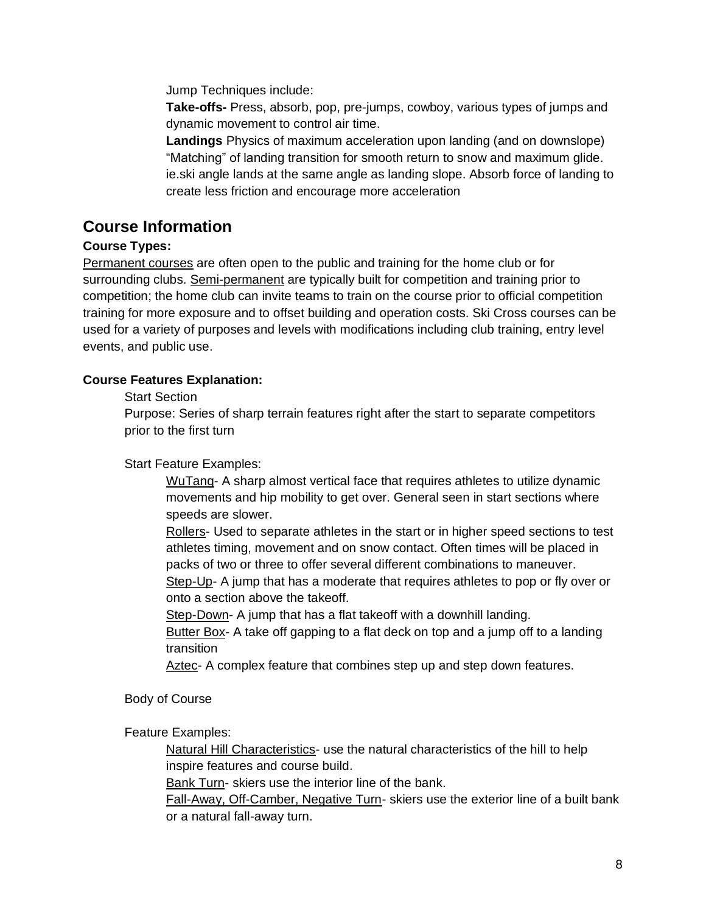Jump Techniques include:

**Take-offs-** Press, absorb, pop, pre-jumps, cowboy, various types of jumps and dynamic movement to control air time.

**Landings** Physics of maximum acceleration upon landing (and on downslope) "Matching" of landing transition for smooth return to snow and maximum glide. ie.ski angle lands at the same angle as landing slope. Absorb force of landing to create less friction and encourage more acceleration

## Course Information

**Course Types:**

<u>Permanent courses</u> are often open to the public and training for the home club or for surrounding clubs. <u>Semi-permanent</u> are typically built for competition and training prior to competition; the home club can invite teams to train on the course prior to official competition training for more exposure and to offset building and operation costs. Ski Cross courses can be used for a variety of purposes and levels with modifications including club training, entry level events, and public use.

**Course Features Explanation:**

Start Section

Purpose: Series of sharp terrain features right after the start to separate competitors prior to the first turn

Start Feature Examples:

<u>WuTang</u>- A sharp almost vertical face that requires athletes to utilize dynamic movements and hip mobility to get over. General seen in start sections where speeds are slower.

<u>Rollers</u>- Used to separate athletes in the start or in higher speed sections to test athletes timing, movement and on snow contact. Often times will be placed in packs of two or three to offer several different combinations to maneuver.

<u>Step-Up</u>- A jump that has a moderate that requires athletes to pop or fly over or onto a section above the takeoff.

<u>Step-Down</u>- A jump that has a flat takeoff with a downhill landing.

<u>Butter Box</u>- A take off gapping to a flat deck on top and a jump off to a landing transition

<u>Aztec</u>- A complex feature that combines step up and step down features.

Body of Course

Feature Examples:

<u>Natural Hill Characteristics</u>- use the natural characteristics of the hill to help inspire features and course build.

<u>Bank Turn</u>- skiers use the interior line of the bank.

<u>Fall-Away, Off-Camber, Negative Turn</u>- skiers use the exterior line of a built bank or a natural fall-away turn.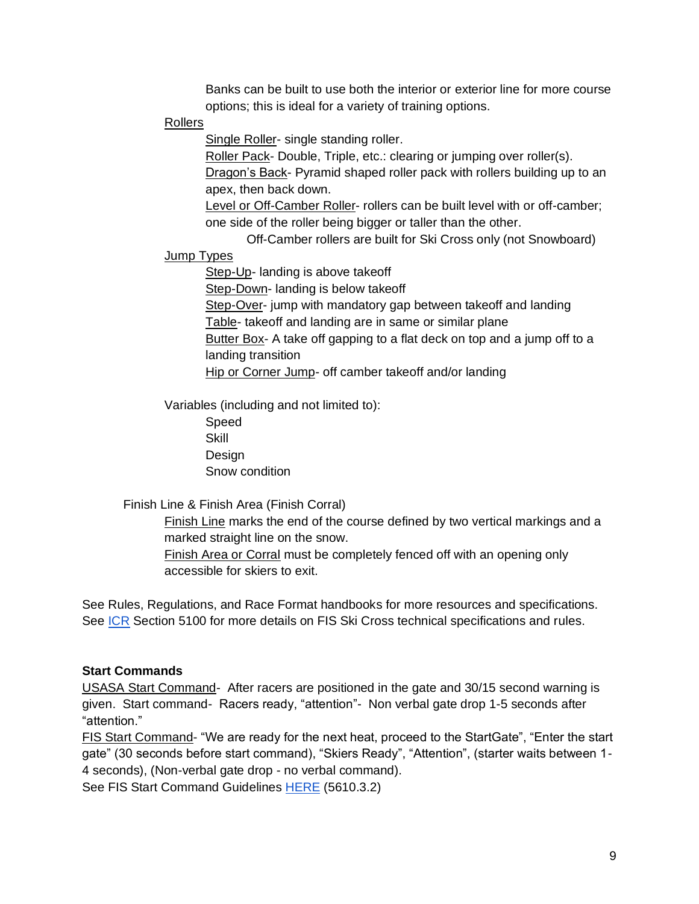Banks can be built to use both the interior or exterior line for more course options; this is ideal for a variety of training options.

Rollers

- Single Roller- single standing roller.
- Roller Pack- Double, Triple, etc.: clearing or jumping over roller(s).
- Dragon's Back- Pyramid shaped roller pack with rollers building up to an apex, then back down.
- Level or Off-Camber Roller- rollers can be built level with or off-camber; one side of the roller being bigger or taller than the other.
  - Off-Camber rollers are built for Ski Cross only (not Snowboard)

Jump Types

- Step-Up- landing is above takeoff
- Step-Down- landing is below takeoff
- Step-Over- jump with mandatory gap between takeoff and landing
- Table- takeoff and landing are in same or similar plane
- Butter Box- A take off gapping to a flat deck on top and a jump off to a landing transition
- Hip or Corner Jump- off camber takeoff and/or landing

Variables (including and not limited to):

- Speed
- Skill
- Design
- Snow condition

Finish Line & Finish Area (Finish Corral)

Finish Line marks the end of the course defined by two vertical markings and a marked straight line on the snow.

Finish Area or Corral must be completely fenced off with an opening only accessible for skiers to exit.

See Rules, Regulations, and Race Format handbooks for more resources and specifications. See ICR Section 5100 for more details on FIS Ski Cross technical specifications and rules.

**Start Commands**

USASA Start Command- After racers are positioned in the gate and 30/15 second warning is given. Start command- Racers ready, "attention"- Non verbal gate drop 1-5 seconds after "attention."

FIS Start Command- "We are ready for the next heat, proceed to the StartGate", "Enter the start gate" (30 seconds before start command), "Skiers Ready", "Attention", (starter waits between 1-4 seconds), (Non-verbal gate drop - no verbal command).

See FIS Start Command Guidelines HERE (5610.3.2)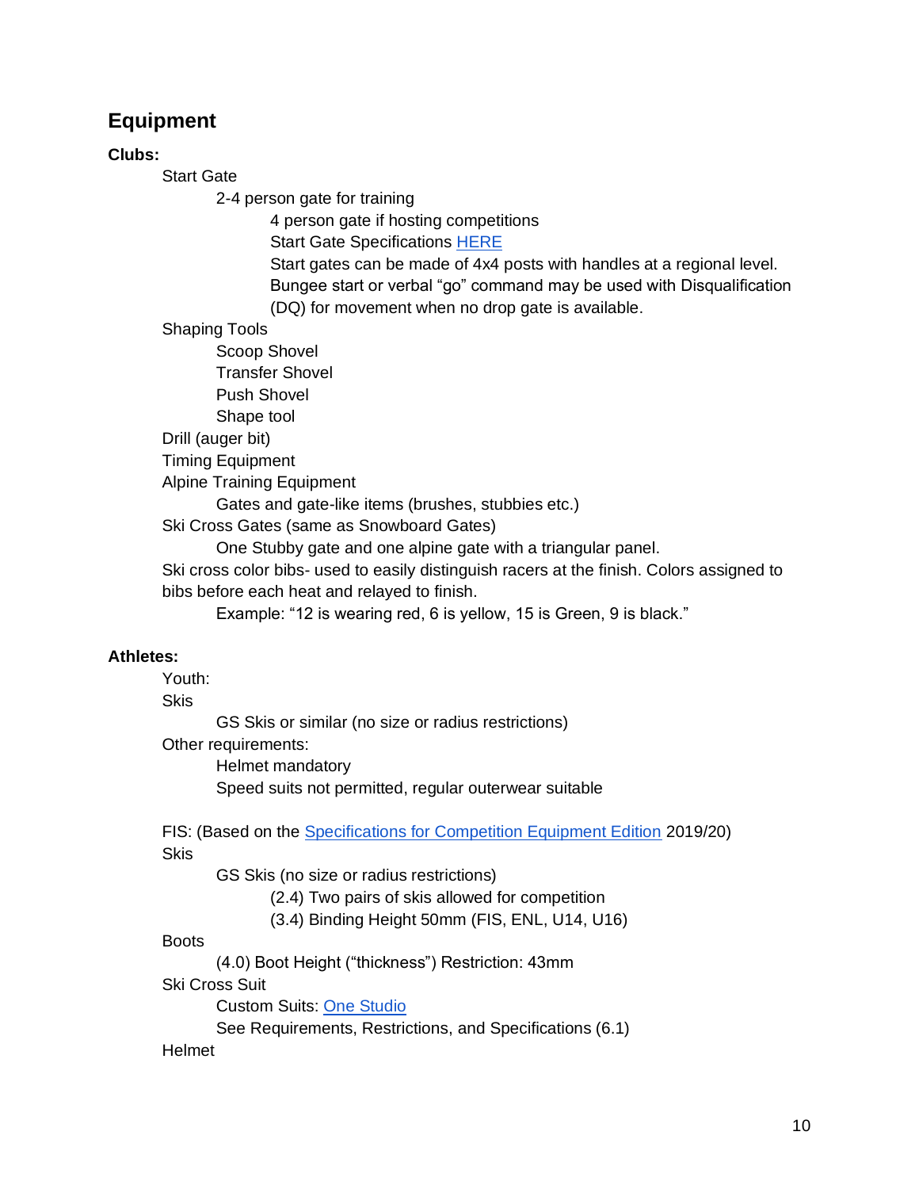## Equipment

**Clubs:**

- Start Gate
  - 2-4 person gate for training
    - 4 person gate if hosting competitions
    - Start Gate Specifications [HERE]
    - Start gates can be made of 4x4 posts with handles at a regional level.
    - Bungee start or verbal "go" command may be used with Disqualification (DQ) for movement when no drop gate is available.
- Shaping Tools
  - Scoop Shovel
  - Transfer Shovel
  - Push Shovel
  - Shape tool
- Drill (auger bit)
- Timing Equipment
- Alpine Training Equipment
  - Gates and gate-like items (brushes, stubbies etc.)
- Ski Cross Gates (same as Snowboard Gates)
  - One Stubby gate and one alpine gate with a triangular panel.
- Ski cross color bibs- used to easily distinguish racers at the finish. Colors assigned to bibs before each heat and relayed to finish.
  - Example: "12 is wearing red, 6 is yellow, 15 is Green, 9 is black."

**Athletes:**

- Youth:
- Skis
  - GS Skis or similar (no size or radius restrictions)
- Other requirements:
  - Helmet mandatory
  - Speed suits not permitted, regular outerwear suitable

- FIS: (Based on the [Specifications for Competition Equipment Edition] 2019/20)
- Skis
  - GS Skis (no size or radius restrictions)
    - (2.4) Two pairs of skis allowed for competition
    - (3.4) Binding Height 50mm (FIS, ENL, U14, U16)
- Boots
  - (4.0) Boot Height ("thickness") Restriction: 43mm
- Ski Cross Suit
  - Custom Suits: [One Studio]
  - See Requirements, Restrictions, and Specifications (6.1)
- Helmet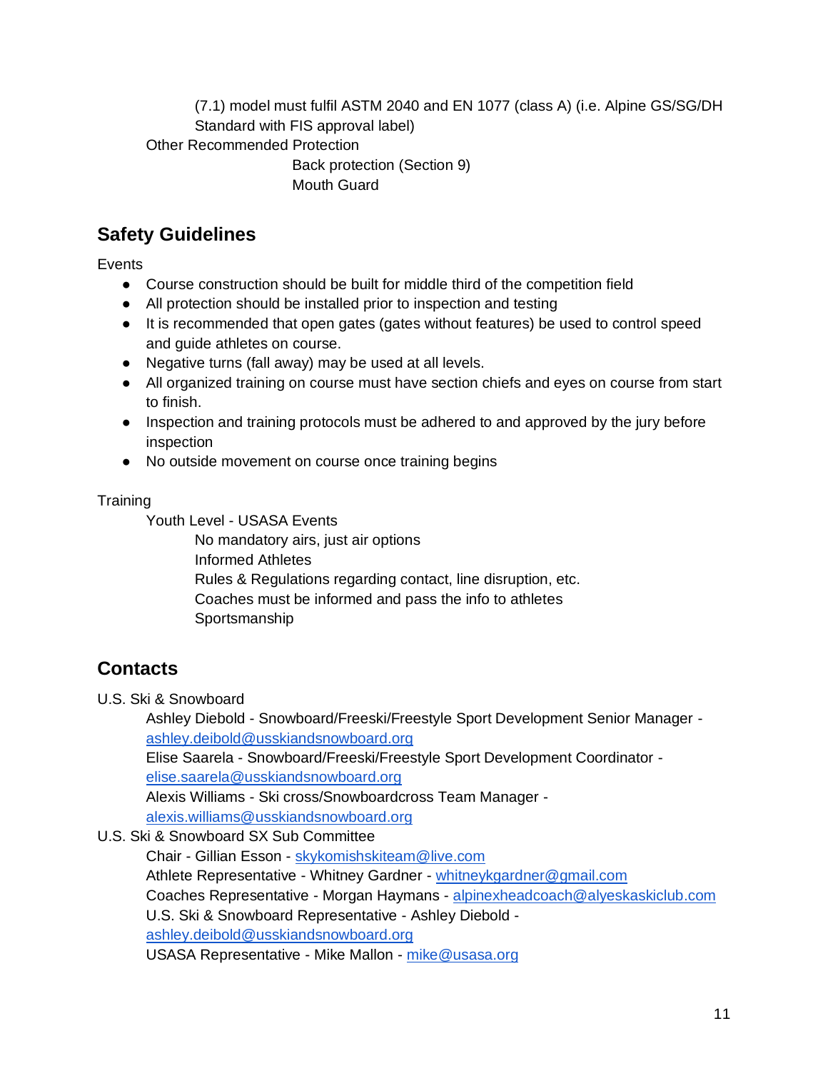(7.1) model must fulfil ASTM 2040 and EN 1077 (class A) (i.e. Alpine GS/SG/DH Standard with FIS approval label)

Other Recommended Protection

Back protection (Section 9)

Mouth Guard

## Safety Guidelines

Events

- Course construction should be built for middle third of the competition field
- All protection should be installed prior to inspection and testing
- It is recommended that open gates (gates without features) be used to control speed and guide athletes on course.
- Negative turns (fall away) may be used at all levels.
- All organized training on course must have section chiefs and eyes on course from start to finish.
- Inspection and training protocols must be adhered to and approved by the jury before inspection
- No outside movement on course once training begins

Training

Youth Level - USASA Events

No mandatory airs, just air options

Informed Athletes

Rules & Regulations regarding contact, line disruption, etc.

Coaches must be informed and pass the info to athletes

Sportsmanship

## Contacts

U.S. Ski & Snowboard

Ashley Diebold - Snowboard/Freeski/Freestyle Sport Development Senior Manager - ashley.deibold@usskiandsnowboard.org

Elise Saarela - Snowboard/Freeski/Freestyle Sport Development Coordinator - elise.saarela@usskiandsnowboard.org

Alexis Williams - Ski cross/Snowboardcross Team Manager - alexis.williams@usskiandsnowboard.org

U.S. Ski & Snowboard SX Sub Committee

Chair - Gillian Esson - skykomishskiteam@live.com

Athlete Representative - Whitney Gardner - whitneykgardner@gmail.com

Coaches Representative - Morgan Haymans - alpinexheadcoach@alyeskaskiclub.com

U.S. Ski & Snowboard Representative - Ashley Diebold - ashley.deibold@usskiandsnowboard.org

USASA Representative - Mike Mallon - mike@usasa.org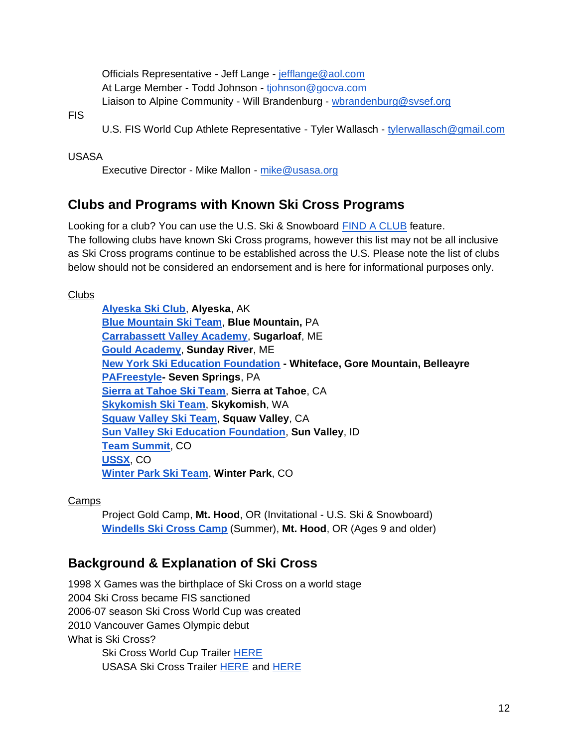Officials Representative - Jeff Lange - jefflange@aol.com
At Large Member - Todd Johnson - tjohnson@gocva.com
Liaison to Alpine Community - Will Brandenburg - wbrandenburg@svsef.org

FIS

U.S. FIS World Cup Athlete Representative - Tyler Wallasch - tylerwallasch@gmail.com

USASA

Executive Director - Mike Mallon - mike@usasa.org

## Clubs and Programs with Known Ski Cross Programs

Looking for a club? You can use the U.S. Ski & Snowboard FIND A CLUB feature.
The following clubs have known Ski Cross programs, however this list may not be all inclusive as Ski Cross programs continue to be established across the U.S. Please note the list of clubs below should not be considered an endorsement and is here for informational purposes only.

Clubs

- **Alyeska Ski Club**, **Alyeska**, AK
- **Blue Mountain Ski Team**, **Blue Mountain,** PA
- **Carrabassett Valley Academy**, **Sugarloaf**, ME
- **Gould Academy**, **Sunday River**, ME
- **New York Ski Education Foundation** **- Whiteface, Gore Mountain, Belleayre**
- **PAFreestyle- Seven Springs**, PA
- **Sierra at Tahoe Ski Team**, **Sierra at Tahoe**, CA
- **Skykomish Ski Team**, **Skykomish**, WA
- **Squaw Valley Ski Team**, **Squaw Valley**, CA
- **Sun Valley Ski Education Foundation**, **Sun Valley**, ID
- **Team Summit**, CO
- **USSX**, CO
- **Winter Park Ski Team**, **Winter Park**, CO

Camps

- Project Gold Camp, **Mt. Hood**, OR (Invitational - U.S. Ski & Snowboard)
- **Windells Ski Cross Camp** (Summer), **Mt. Hood**, OR (Ages 9 and older)

## Background & Explanation of Ski Cross

1998 X Games was the birthplace of Ski Cross on a world stage
2004 Ski Cross became FIS sanctioned
2006-07 season Ski Cross World Cup was created
2010 Vancouver Games Olympic debut
What is Ski Cross?

Ski Cross World Cup Trailer HERE
USASA Ski Cross Trailer HERE and HERE